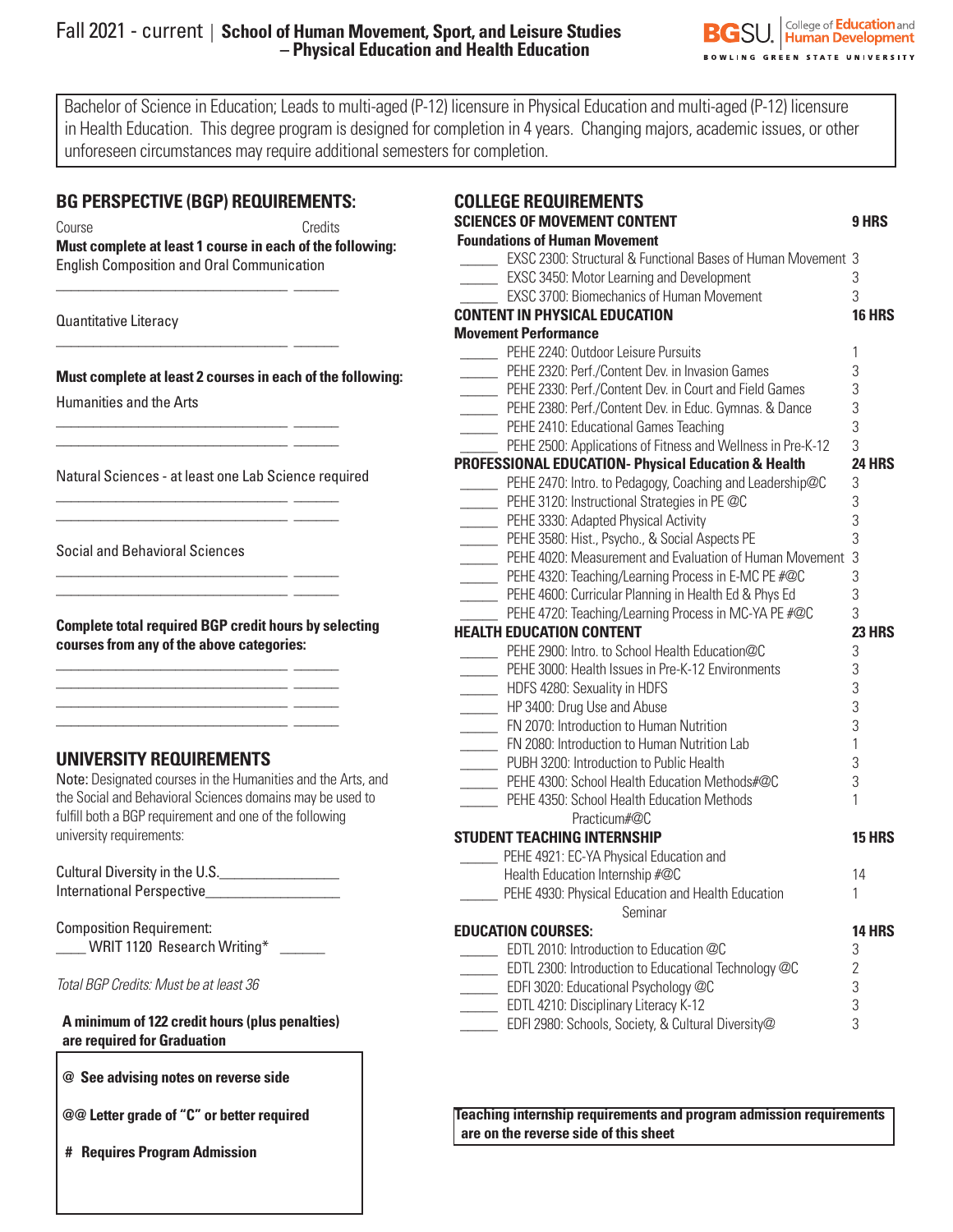# Fall 2021 - current | School of Human Movement, Sport, and Leisure Studies – Physical Education and Health Education

BGSU. College of Education and Human Development — BOWLING GREEN STATE UNIVERSITY

Bachelor of Science in Education; Leads to multi-aged (P-12) licensure in Physical Education and multi-aged (P-12) licensure in Health Education. This degree program is designed for completion in 4 years. Changing majors, academic issues, or other unforeseen circumstances may require additional semesters for completion.

## BG PERSPECTIVE (BGP) REQUIREMENTS:

Course — Credits

**Must complete at least 1 course in each of the following:**

English Composition and Oral Communication

_______________________________ ______

Quantitative Literacy

_______________________________ ______

**Must complete at least 2 courses in each of the following:**

Humanities and the Arts

_______________________________ ______
_______________________________ ______

Natural Sciences - at least one Lab Science required

_______________________________ ______
_______________________________ ______

Social and Behavioral Sciences

_______________________________ ______
_______________________________ ______

**Complete total required BGP credit hours by selecting courses from any of the above categories:**

_______________________________ ______
_______________________________ ______
_______________________________ ______
_______________________________ ______

## UNIVERSITY REQUIREMENTS

Note: Designated courses in the Humanities and the Arts, and the Social and Behavioral Sciences domains may be used to fulfill both a BGP requirement and one of the following university requirements:

Cultural Diversity in the U.S.________________
International Perspective_________________

Composition Requirement:
____ WRIT 1120 Research Writing* ______

*Total BGP Credits: Must be at least 36*

**A minimum of 122 credit hours (plus penalties) are required for Graduation**

**@ See advising notes on reverse side**

**@@ Letter grade of "C" or better required**

**# Requires Program Admission**

## COLLEGE REQUIREMENTS

### SCIENCES OF MOVEMENT CONTENT — 9 HRS

**Foundations of Human Movement**

| | Course | Credits |
|---|---|---|
| _____ | EXSC 2300: Structural & Functional Bases of Human Movement | 3 |
| _____ | EXSC 3450: Motor Learning and Development | 3 |
| _____ | EXSC 3700: Biomechanics of Human Movement | 3 |

### CONTENT IN PHYSICAL EDUCATION — 16 HRS

**Movement Performance**

| | Course | Credits |
|---|---|---|
| _____ | PEHE 2240: Outdoor Leisure Pursuits | 1 |
| _____ | PEHE 2320: Perf./Content Dev. in Invasion Games | 3 |
| _____ | PEHE 2330: Perf./Content Dev. in Court and Field Games | 3 |
| _____ | PEHE 2380: Perf./Content Dev. in Educ. Gymnas. & Dance | 3 |
| _____ | PEHE 2410: Educational Games Teaching | 3 |
| _____ | PEHE 2500: Applications of Fitness and Wellness in Pre-K-12 | 3 |

### PROFESSIONAL EDUCATION- Physical Education & Health — 24 HRS

| | Course | Credits |
|---|---|---|
| _____ | PEHE 2470: Intro. to Pedagogy, Coaching and Leadership@C | 3 |
| _____ | PEHE 3120: Instructional Strategies in PE @C | 3 |
| _____ | PEHE 3330: Adapted Physical Activity | 3 |
| _____ | PEHE 3580: Hist., Psycho., & Social Aspects PE | 3 |
| _____ | PEHE 4020: Measurement and Evaluation of Human Movement | 3 |
| _____ | PEHE 4320: Teaching/Learning Process in E-MC PE #@C | 3 |
| _____ | PEHE 4600: Curricular Planning in Health Ed & Phys Ed | 3 |
| _____ | PEHE 4720: Teaching/Learning Process in MC-YA PE #@C | 3 |

### HEALTH EDUCATION CONTENT — 23 HRS

| | Course | Credits |
|---|---|---|
| _____ | PEHE 2900: Intro. to School Health Education@C | 3 |
| _____ | PEHE 3000: Health Issues in Pre-K-12 Environments | 3 |
| _____ | HDFS 4280: Sexuality in HDFS | 3 |
| _____ | HP 3400: Drug Use and Abuse | 3 |
| _____ | FN 2070: Introduction to Human Nutrition | 3 |
| _____ | FN 2080: Introduction to Human Nutrition Lab | 1 |
| _____ | PUBH 3200: Introduction to Public Health | 3 |
| _____ | PEHE 4300: School Health Education Methods#@C | 3 |
| _____ | PEHE 4350: School Health Education Methods Practicum#@C | 1 |

### STUDENT TEACHING INTERNSHIP — 15 HRS

| | Course | Credits |
|---|---|---|
| _____ | PEHE 4921: EC-YA Physical Education and Health Education Internship #@C | 14 |
| _____ | PEHE 4930: Physical Education and Health Education Seminar | 1 |

### EDUCATION COURSES: — 14 HRS

| | Course | Credits |
|---|---|---|
| _____ | EDTL 2010: Introduction to Education @C | 3 |
| _____ | EDTL 2300: Introduction to Educational Technology @C | 2 |
| _____ | EDFI 3020: Educational Psychology @C | 3 |
| _____ | EDTL 4210: Disciplinary Literacy K-12 | 3 |
| _____ | EDFI 2980: Schools, Society, & Cultural Diversity@ | 3 |

**Teaching internship requirements and program admission requirements are on the reverse side of this sheet**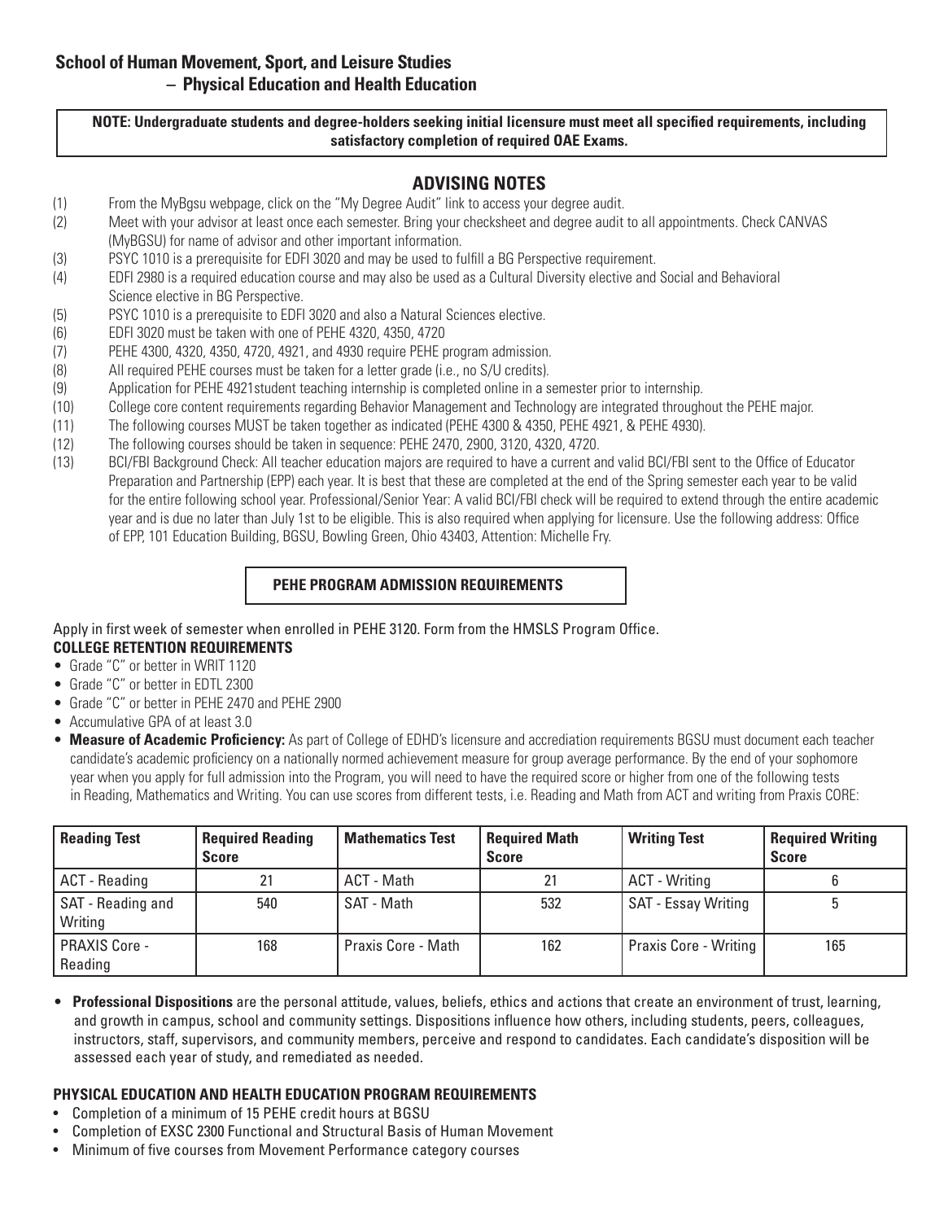## School of Human Movement, Sport, and Leisure Studies
### – Physical Education and Health Education

**NOTE: Undergraduate students and degree-holders seeking initial licensure must meet all specified requirements, including satisfactory completion of required OAE Exams.**

## ADVISING NOTES

(1) From the MyBgsu webpage, click on the "My Degree Audit" link to access your degree audit.
(2) Meet with your advisor at least once each semester. Bring your checksheet and degree audit to all appointments. Check CANVAS (MyBGSU) for name of advisor and other important information.
(3) PSYC 1010 is a prerequisite for EDFI 3020 and may be used to fulfill a BG Perspective requirement.
(4) EDFI 2980 is a required education course and may also be used as a Cultural Diversity elective and Social and Behavioral Science elective in BG Perspective.
(5) PSYC 1010 is a prerequisite to EDFI 3020 and also a Natural Sciences elective.
(6) EDFI 3020 must be taken with one of PEHE 4320, 4350, 4720
(7) PEHE 4300, 4320, 4350, 4720, 4921, and 4930 require PEHE program admission.
(8) All required PEHE courses must be taken for a letter grade (i.e., no S/U credits).
(9) Application for PEHE 4921student teaching internship is completed online in a semester prior to internship.
(10) College core content requirements regarding Behavior Management and Technology are integrated throughout the PEHE major.
(11) The following courses MUST be taken together as indicated (PEHE 4300 & 4350, PEHE 4921, & PEHE 4930).
(12) The following courses should be taken in sequence: PEHE 2470, 2900, 3120, 4320, 4720.
(13) BCI/FBI Background Check: All teacher education majors are required to have a current and valid BCI/FBI sent to the Office of Educator Preparation and Partnership (EPP) each year. It is best that these are completed at the end of the Spring semester each year to be valid for the entire following school year. Professional/Senior Year: A valid BCI/FBI check will be required to extend through the entire academic year and is due no later than July 1st to be eligible. This is also required when applying for licensure. Use the following address: Office of EPP, 101 Education Building, BGSU, Bowling Green, Ohio 43403, Attention: Michelle Fry.

### PEHE PROGRAM ADMISSION REQUIREMENTS

Apply in first week of semester when enrolled in PEHE 3120. Form from the HMSLS Program Office.

**COLLEGE RETENTION REQUIREMENTS**

- Grade "C" or better in WRIT 1120
- Grade "C" or better in EDTL 2300
- Grade "C" or better in PEHE 2470 and PEHE 2900
- Accumulative GPA of at least 3.0
- **Measure of Academic Proficiency:** As part of College of EDHD's licensure and accrediation requirements BGSU must document each teacher candidate's academic proficiency on a nationally normed achievement measure for group average performance. By the end of your sophomore year when you apply for full admission into the Program, you will need to have the required score or higher from one of the following tests in Reading, Mathematics and Writing. You can use scores from different tests, i.e. Reading and Math from ACT and writing from Praxis CORE:

| Reading Test | Required Reading Score | Mathematics Test | Required Math Score | Writing Test | Required Writing Score |
|---|---|---|---|---|---|
| ACT - Reading | 21 | ACT - Math | 21 | ACT - Writing | 6 |
| SAT - Reading and Writing | 540 | SAT - Math | 532 | SAT - Essay Writing | 5 |
| PRAXIS Core - Reading | 168 | Praxis Core - Math | 162 | Praxis Core - Writing | 165 |

- **Professional Dispositions** are the personal attitude, values, beliefs, ethics and actions that create an environment of trust, learning, and growth in campus, school and community settings. Dispositions influence how others, including students, peers, colleagues, instructors, staff, supervisors, and community members, perceive and respond to candidates. Each candidate's disposition will be assessed each year of study, and remediated as needed.

**PHYSICAL EDUCATION AND HEALTH EDUCATION PROGRAM REQUIREMENTS**

- Completion of a minimum of 15 PEHE credit hours at BGSU
- Completion of EXSC 2300 Functional and Structural Basis of Human Movement
- Minimum of five courses from Movement Performance category courses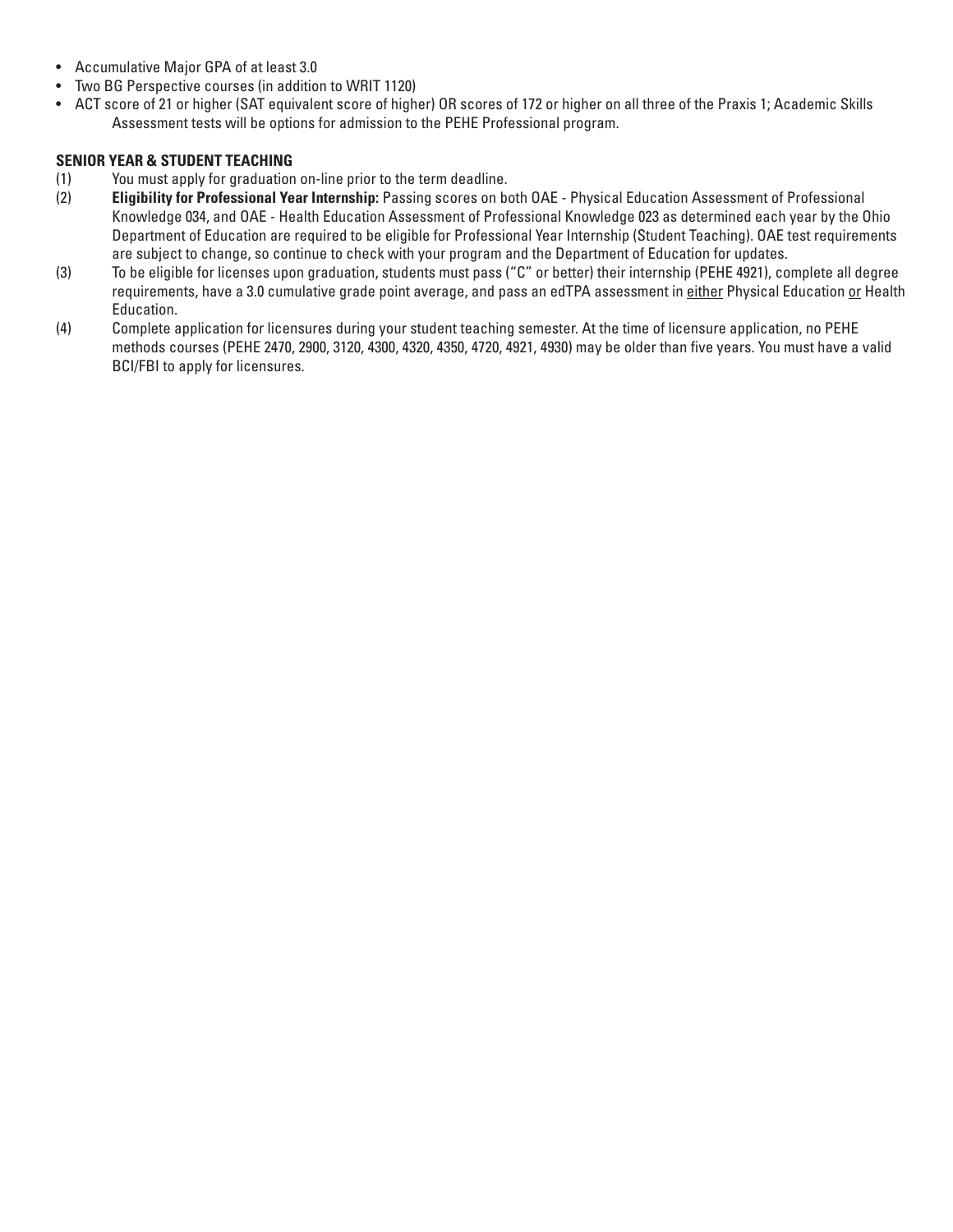- Accumulative Major GPA of at least 3.0
- Two BG Perspective courses (in addition to WRIT 1120)
- ACT score of 21 or higher (SAT equivalent score of higher) OR scores of 172 or higher on all three of the Praxis 1; Academic Skills Assessment tests will be options for admission to the PEHE Professional program.

**SENIOR YEAR & STUDENT TEACHING**

(1) You must apply for graduation on-line prior to the term deadline.

(2) **Eligibility for Professional Year Internship:** Passing scores on both OAE - Physical Education Assessment of Professional Knowledge 034, and OAE - Health Education Assessment of Professional Knowledge 023 as determined each year by the Ohio Department of Education are required to be eligible for Professional Year Internship (Student Teaching). OAE test requirements are subject to change, so continue to check with your program and the Department of Education for updates.

(3) To be eligible for licenses upon graduation, students must pass ("C" or better) their internship (PEHE 4921), complete all degree requirements, have a 3.0 cumulative grade point average, and pass an edTPA assessment in <u>either</u> Physical Education <u>or</u> Health Education.

(4) Complete application for licensures during your student teaching semester. At the time of licensure application, no PEHE methods courses (PEHE 2470, 2900, 3120, 4300, 4320, 4350, 4720, 4921, 4930) may be older than five years. You must have a valid BCI/FBI to apply for licensures.